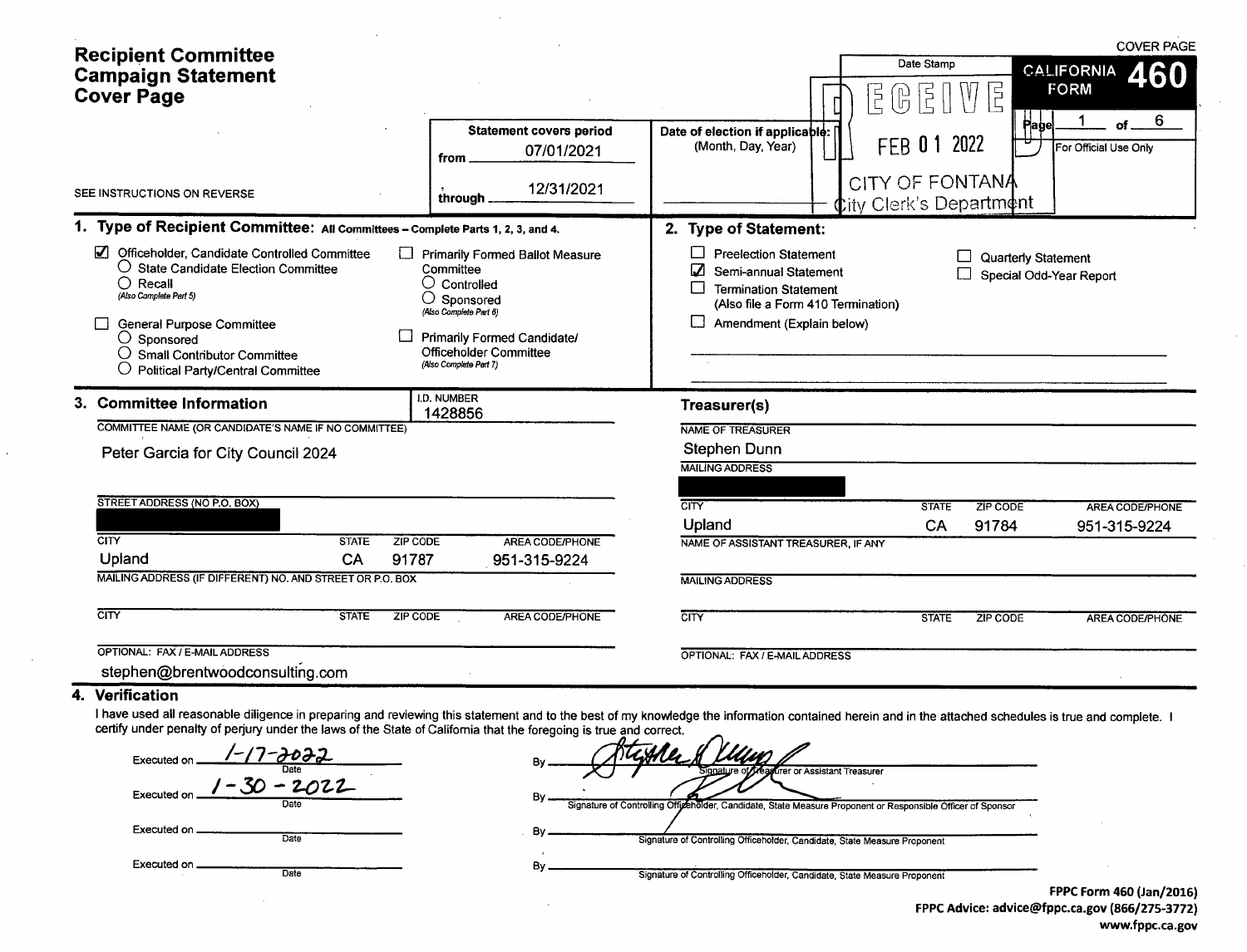# Recipient Committee Campaign Statement Cover Page

SEE INSTRUCTIONS ON REVERSE

**CALIFORNIA FORM 460** — COVER PAGE

Page 1 of 6

For Official Use Only

Date Stamp: RECEIVED FEB 01 2022 CITY OF FONTANA City Clerk's Department

**Statement covers period**
from 07/01/2021
through 12/31/2021

**Date of election if applicable:** (Month, Day, Year)

## 1. Type of Recipient Committee: All Committees – Complete Parts 1, 2, 3, and 4.

- ☑ Officeholder, Candidate Controlled Committee
  - ○ State Candidate Election Committee
  - ○ Recall (Also Complete Part 5)
- ☐ General Purpose Committee
  - ○ Sponsored
  - ○ Small Contributor Committee
  - ○ Political Party/Central Committee
- ☐ Primarily Formed Ballot Measure Committee
  - ○ Controlled
  - ○ Sponsored (Also Complete Part 6)
- ☐ Primarily Formed Candidate/ Officeholder Committee (Also Complete Part 7)

## 2. Type of Statement:

- ☐ Preelection Statement
- ☑ Semi-annual Statement
- ☐ Termination Statement (Also file a Form 410 Termination)
- ☐ Amendment (Explain below)
- ☐ Quarterly Statement
- ☐ Special Odd-Year Report

## 3. Committee Information

I.D. NUMBER: 1428856

COMMITTEE NAME (OR CANDIDATE'S NAME IF NO COMMITTEE): Peter Garcia for City Council 2024

STREET ADDRESS (NO P.O. BOX): [redacted]

| CITY | STATE | ZIP CODE | AREA CODE/PHONE |
|---|---|---|---|
| Upland | CA | 91787 | 951-315-9224 |

MAILING ADDRESS (IF DIFFERENT) NO. AND STREET OR P.O. BOX:

| CITY | STATE | ZIP CODE | AREA CODE/PHONE |
|---|---|---|---|
| | | | |

OPTIONAL: FAX / E-MAIL ADDRESS: stephen@brentwoodconsulting.com

### Treasurer(s)

NAME OF TREASURER: Stephen Dunn

MAILING ADDRESS: [redacted]

| CITY | STATE | ZIP CODE | AREA CODE/PHONE |
|---|---|---|---|
| Upland | CA | 91784 | 951-315-9224 |

NAME OF ASSISTANT TREASURER, IF ANY:

MAILING ADDRESS:

| CITY | STATE | ZIP CODE | AREA CODE/PHONE |
|---|---|---|---|
| | | | |

OPTIONAL: FAX / E-MAIL ADDRESS:

## 4. Verification

I have used all reasonable diligence in preparing and reviewing this statement and to the best of my knowledge the information contained herein and in the attached schedules is true and complete. I certify under penalty of perjury under the laws of the State of California that the foregoing is true and correct.

Executed on 1-17-2022 (Date) By [signature] (Signature of Treasurer or Assistant Treasurer)

Executed on 1-30-2022 (Date) By [signature] (Signature of Controlling Officeholder, Candidate, State Measure Proponent or Responsible Officer of Sponsor)

Executed on ______ (Date) By ______ (Signature of Controlling Officeholder, Candidate, State Measure Proponent)

Executed on ______ (Date) By ______ (Signature of Controlling Officeholder, Candidate, State Measure Proponent)

FPPC Form 460 (Jan/2016)
FPPC Advice: advice@fppc.ca.gov (866/275-3772)
www.fppc.ca.gov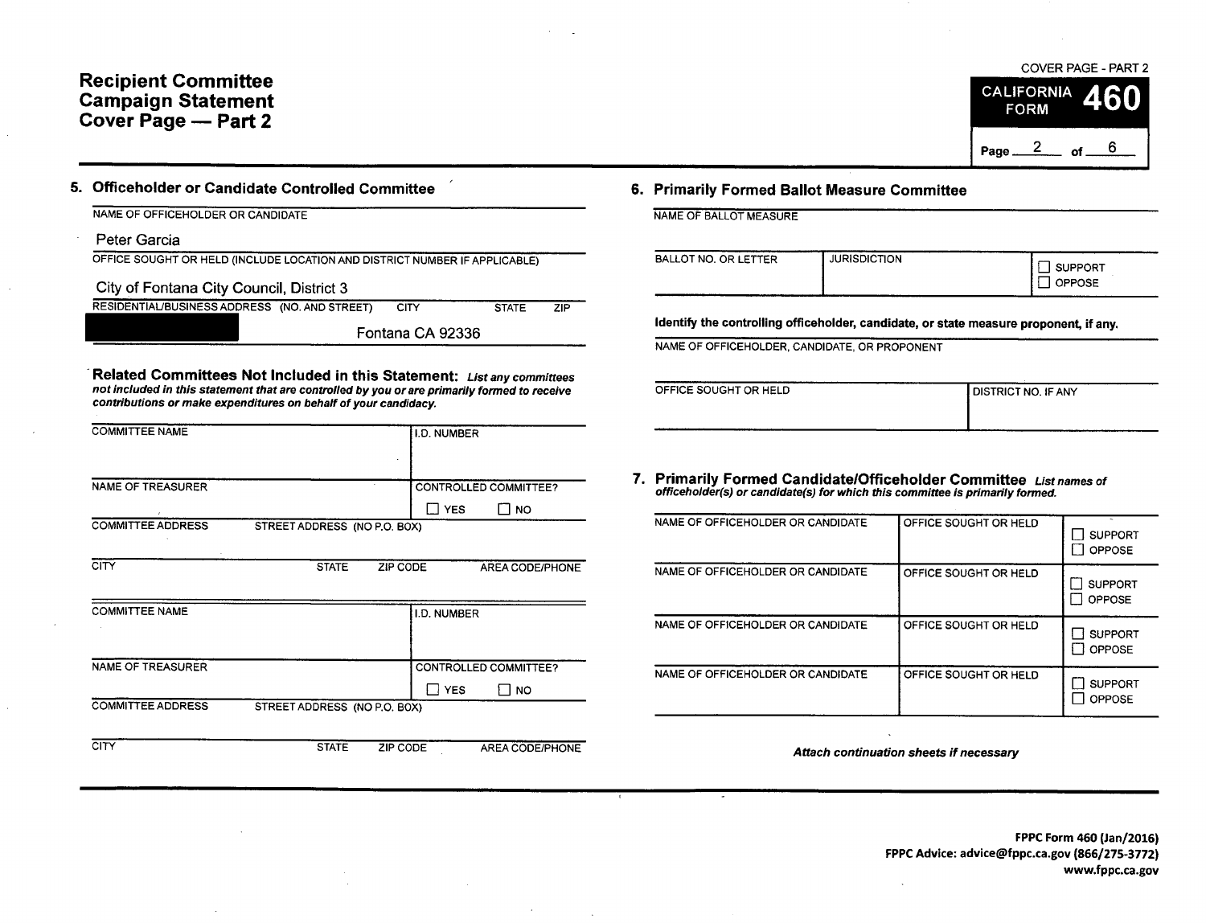# Recipient Committee Campaign Statement Cover Page — Part 2

COVER PAGE - PART 2

**CALIFORNIA FORM 460**

## 5. Officeholder or Candidate Controlled Committee

NAME OF OFFICEHOLDER OR CANDIDATE

Peter Garcia

OFFICE SOUGHT OR HELD (INCLUDE LOCATION AND DISTRICT NUMBER IF APPLICABLE)

City of Fontana City Council, District 3

| RESIDENTIAL/BUSINESS ADDRESS (NO. AND STREET) | CITY | STATE | ZIP |
|---|---|---|---|
| [REDACTED] | Fontana | CA | 92336 |

**Related Committees Not Included in this Statement:** ***List any committees not included in this statement that are controlled by you or are primarily formed to receive contributions or make expenditures on behalf of your candidacy.***

| COMMITTEE NAME | | | I.D. NUMBER |
|---|---|---|---|
| | | | |
| **NAME OF TREASURER** | | | **CONTROLLED COMMITTEE?** ☐ YES ☐ NO |
| **COMMITTEE ADDRESS** | STREET ADDRESS (NO P.O. BOX) | | |
| **CITY** | **STATE** | **ZIP CODE** | **AREA CODE/PHONE** |
| | | | |

| COMMITTEE NAME | | | I.D. NUMBER |
|---|---|---|---|
| | | | |
| **NAME OF TREASURER** | | | **CONTROLLED COMMITTEE?** ☐ YES ☐ NO |
| **COMMITTEE ADDRESS** | STREET ADDRESS (NO P.O. BOX) | | |
| **CITY** | **STATE** | **ZIP CODE** | **AREA CODE/PHONE** |
| | | | |

## 6. Primarily Formed Ballot Measure Committee

NAME OF BALLOT MEASURE

| BALLOT NO. OR LETTER | JURISDICTION | |
|---|---|---|
| | | ☐ SUPPORT ☐ OPPOSE |

**Identify the controlling officeholder, candidate, or state measure proponent, if any.**

NAME OF OFFICEHOLDER, CANDIDATE, OR PROPONENT

| OFFICE SOUGHT OR HELD | DISTRICT NO. IF ANY |
|---|---|
| | |

## 7. Primarily Formed Candidate/Officeholder Committee

***List names of officeholder(s) or candidate(s) for which this committee is primarily formed.***

| NAME OF OFFICEHOLDER OR CANDIDATE | OFFICE SOUGHT OR HELD | |
|---|---|---|
| | | ☐ SUPPORT ☐ OPPOSE |
| **NAME OF OFFICEHOLDER OR CANDIDATE** | **OFFICE SOUGHT OR HELD** | ☐ SUPPORT ☐ OPPOSE |
| **NAME OF OFFICEHOLDER OR CANDIDATE** | **OFFICE SOUGHT OR HELD** | ☐ SUPPORT ☐ OPPOSE |
| **NAME OF OFFICEHOLDER OR CANDIDATE** | **OFFICE SOUGHT OR HELD** | ☐ SUPPORT ☐ OPPOSE |

***Attach continuation sheets if necessary***

**FPPC Form 460 (Jan/2016)**
**FPPC Advice: advice@fppc.ca.gov (866/275-3772)**
**www.fppc.ca.gov**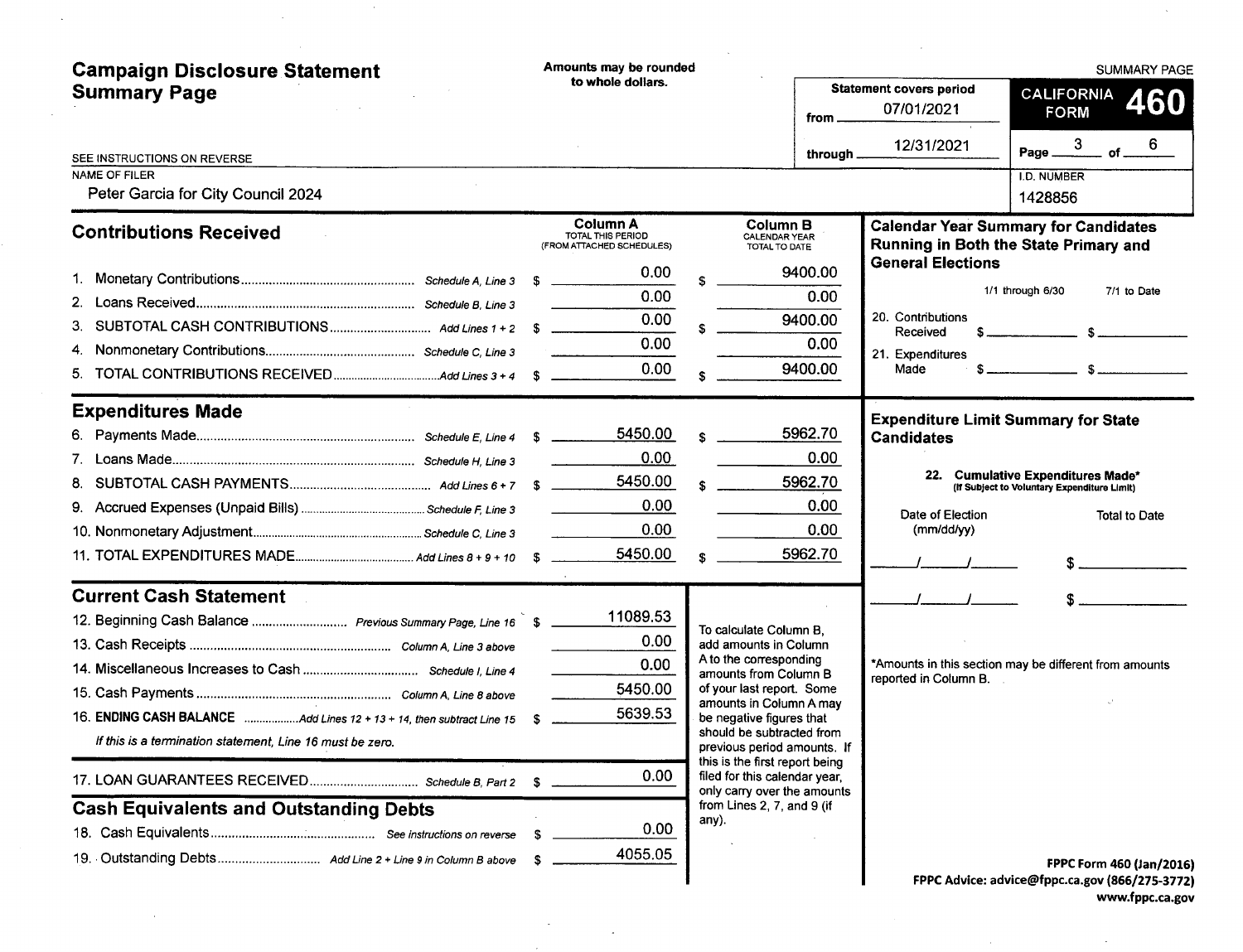# Campaign Disclosure Statement Summary Page

Amounts may be rounded to whole dollars.

SEE INSTRUCTIONS ON REVERSE

**Statement covers period**
from 07/01/2021
through 12/31/2021

**CALIFORNIA FORM 460**

SUMMARY PAGE

Page 3 of 6

NAME OF FILER
Peter Garcia for City Council 2024

I.D. NUMBER
1428856

## Contributions Received

| | | Column A TOTAL THIS PERIOD (FROM ATTACHED SCHEDULES) | Column B CALENDAR YEAR TOTAL TO DATE |
|---|---|---|---|
| 1. Monetary Contributions | Schedule A, Line 3 | $ 0.00 | $ 9400.00 |
| 2. Loans Received | Schedule B, Line 3 | 0.00 | 0.00 |
| 3. SUBTOTAL CASH CONTRIBUTIONS | Add Lines 1 + 2 | $ 0.00 | $ 9400.00 |
| 4. Nonmonetary Contributions | Schedule C, Line 3 | 0.00 | 0.00 |
| 5. TOTAL CONTRIBUTIONS RECEIVED | Add Lines 3 + 4 | $ 0.00 | $ 9400.00 |

## Expenditures Made

| | | Column A | Column B |
|---|---|---|---|
| 6. Payments Made | Schedule E, Line 4 | $ 5450.00 | $ 5962.70 |
| 7. Loans Made | Schedule H, Line 3 | 0.00 | 0.00 |
| 8. SUBTOTAL CASH PAYMENTS | Add Lines 6 + 7 | $ 5450.00 | $ 5962.70 |
| 9. Accrued Expenses (Unpaid Bills) | Schedule F, Line 3 | 0.00 | 0.00 |
| 10. Nonmonetary Adjustment | Schedule C, Line 3 | 0.00 | 0.00 |
| 11. TOTAL EXPENDITURES MADE | Add Lines 8 + 9 + 10 | $ 5450.00 | $ 5962.70 |

## Current Cash Statement

| | | |
|---|---|---|
| 12. Beginning Cash Balance | Previous Summary Page, Line 16 | $ 11089.53 |
| 13. Cash Receipts | Column A, Line 3 above | 0.00 |
| 14. Miscellaneous Increases to Cash | Schedule I, Line 4 | 0.00 |
| 15. Cash Payments | Column A, Line 8 above | 5450.00 |
| 16. **ENDING CASH BALANCE** | Add Lines 12 + 13 + 14, then subtract Line 15 | $ 5639.53 |

*If this is a termination statement, Line 16 must be zero.*

| | | |
|---|---|---|
| 17. LOAN GUARANTEES RECEIVED | Schedule B, Part 2 | $ 0.00 |

To calculate Column B, add amounts in Column A to the corresponding amounts from Column B of your last report. Some amounts in Column A may be negative figures that should be subtracted from previous period amounts. If this is the first report being filed for this calendar year, only carry over the amounts from Lines 2, 7, and 9 (if any).

## Cash Equivalents and Outstanding Debts

| | | |
|---|---|---|
| 18. Cash Equivalents | See instructions on reverse | $ 0.00 |
| 19. Outstanding Debts | Add Line 2 + Line 9 in Column B above | $ 4055.05 |

## Calendar Year Summary for Candidates Running in Both the State Primary and General Elections

| | 1/1 through 6/30 | 7/1 to Date |
|---|---|---|
| 20. Contributions Received | $ | $ |
| 21. Expenditures Made | $ | $ |

## Expenditure Limit Summary for State Candidates

**22. Cumulative Expenditures Made*** (If Subject to Voluntary Expenditure Limit)

| Date of Election (mm/dd/yy) | Total to Date |
|---|---|
| / / | $ |
| / / | $ |

*Amounts in this section may be different from amounts reported in Column B.

**FPPC Form 460 (Jan/2016)**
**FPPC Advice: advice@fppc.ca.gov (866/275-3772)**
**www.fppc.ca.gov**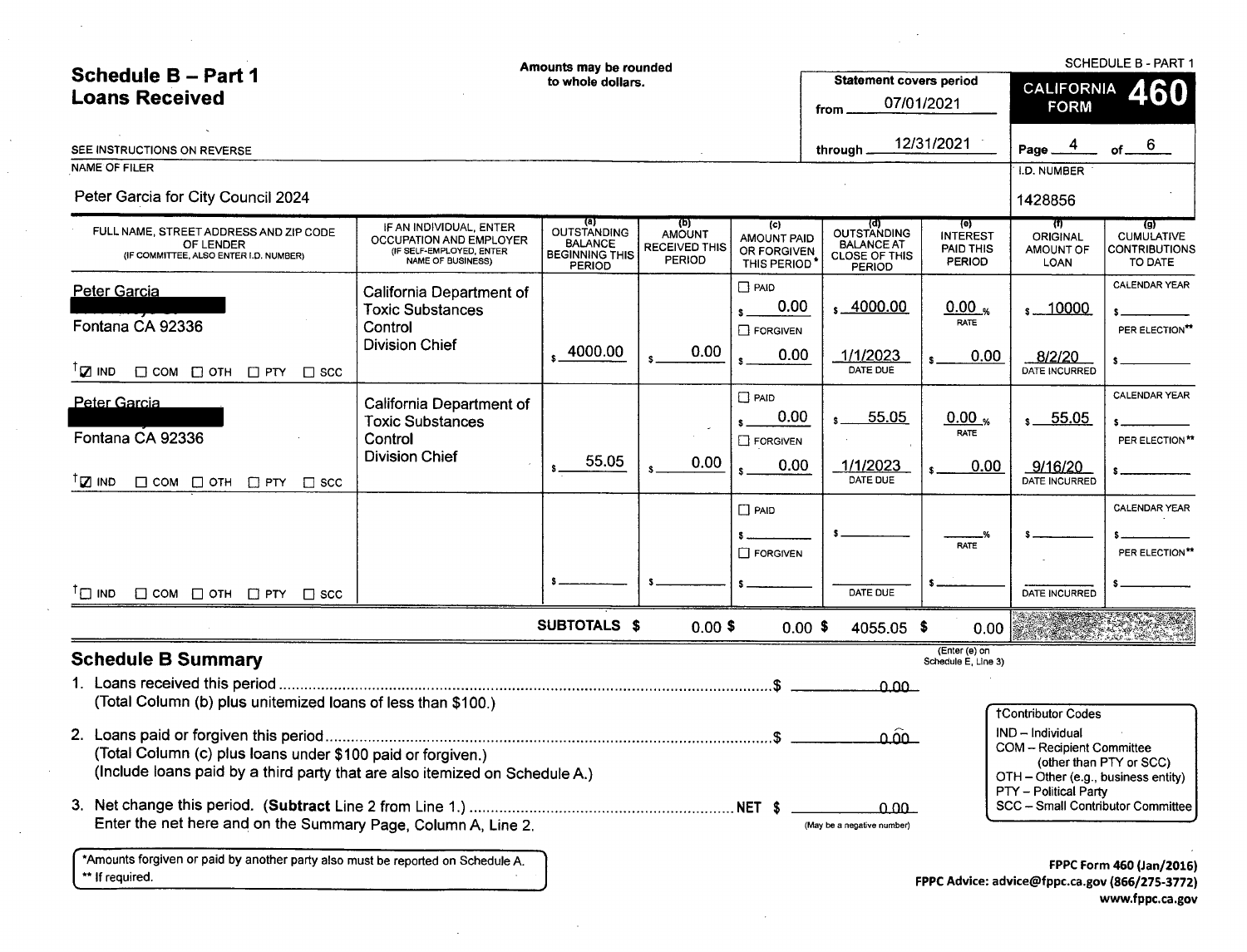# Schedule B – Part 1
## Loans Received

Amounts may be rounded to whole dollars.

SEE INSTRUCTIONS ON REVERSE

SCHEDULE B - PART 1

**CALIFORNIA FORM 460**

Statement covers period from 07/01/2021 through 12/31/2021

Page 4 of 6

NAME OF FILER: Peter Garcia for City Council 2024

I.D. NUMBER: 1428856

| FULL NAME, STREET ADDRESS AND ZIP CODE OF LENDER (IF COMMITTEE, ALSO ENTER I.D. NUMBER) | IF AN INDIVIDUAL, ENTER OCCUPATION AND EMPLOYER (IF SELF-EMPLOYED, ENTER NAME OF BUSINESS) | (a) OUTSTANDING BALANCE BEGINNING THIS PERIOD | (b) AMOUNT RECEIVED THIS PERIOD | (c) AMOUNT PAID OR FORGIVEN THIS PERIOD* | (d) OUTSTANDING BALANCE AT CLOSE OF THIS PERIOD | (e) INTEREST PAID THIS PERIOD | (f) ORIGINAL AMOUNT OF LOAN | (g) CUMULATIVE CONTRIBUTIONS TO DATE |
|---|---|---|---|---|---|---|---|---|
| Peter Garcia<br>[REDACTED]<br>Fontana CA 92336<br>†☑ IND ☐ COM ☐ OTH ☐ PTY ☐ SCC | California Department of Toxic Substances Control<br>Division Chief | $ 4000.00 | $ 0.00 | ☐ PAID $ 0.00<br>☐ FORGIVEN $ 0.00 | $ 4000.00<br>1/1/2023 DATE DUE | 0.00 % RATE<br>$ 0.00 | $ 10000<br>8/2/20 DATE INCURRED | CALENDAR YEAR $<br>PER ELECTION** $ |
| Peter Garcia<br>[REDACTED]<br>Fontana CA 92336<br>†☑ IND ☐ COM ☐ OTH ☐ PTY ☐ SCC | California Department of Toxic Substances Control<br>Division Chief | $ 55.05 | $ 0.00 | ☐ PAID $ 0.00<br>☐ FORGIVEN $ 0.00 | $ 55.05<br>1/1/2023 DATE DUE | 0.00 % RATE<br>$ 0.00 | $ 55.05<br>9/16/20 DATE INCURRED | CALENDAR YEAR $<br>PER ELECTION** $ |
| †☐ IND ☐ COM ☐ OTH ☐ PTY ☐ SCC | | $ | $ | ☐ PAID $<br>☐ FORGIVEN $ | $<br>DATE DUE | % RATE<br>$ | $<br>DATE INCURRED | CALENDAR YEAR $<br>PER ELECTION** $ |
| | SUBTOTALS $ | | 0.00 $ | 0.00 $ | 4055.05 $ | 0.00 (Enter (e) on Schedule E, Line 3) | | |

## Schedule B Summary

1. Loans received this period .......................................................... $ 0.00
   (Total Column (b) plus unitemized loans of less than $100.)
2. Loans paid or forgiven this period .................................................. $ 0.00
   (Total Column (c) plus loans under $100 paid or forgiven.)
   (Include loans paid by a third party that are also itemized on Schedule A.)
3. Net change this period. (**Subtract** Line 2 from Line 1.) ...................... NET $ 0.00
   Enter the net here and on the Summary Page, Column A, Line 2. (May be a negative number)

†Contributor Codes
- IND – Individual
- COM – Recipient Committee (other than PTY or SCC)
- OTH – Other (e.g., business entity)
- PTY – Political Party
- SCC – Small Contributor Committee

*Amounts forgiven or paid by another party also must be reported on Schedule A.
** If required.

FPPC Form 460 (Jan/2016)
FPPC Advice: advice@fppc.ca.gov (866/275-3772)
www.fppc.ca.gov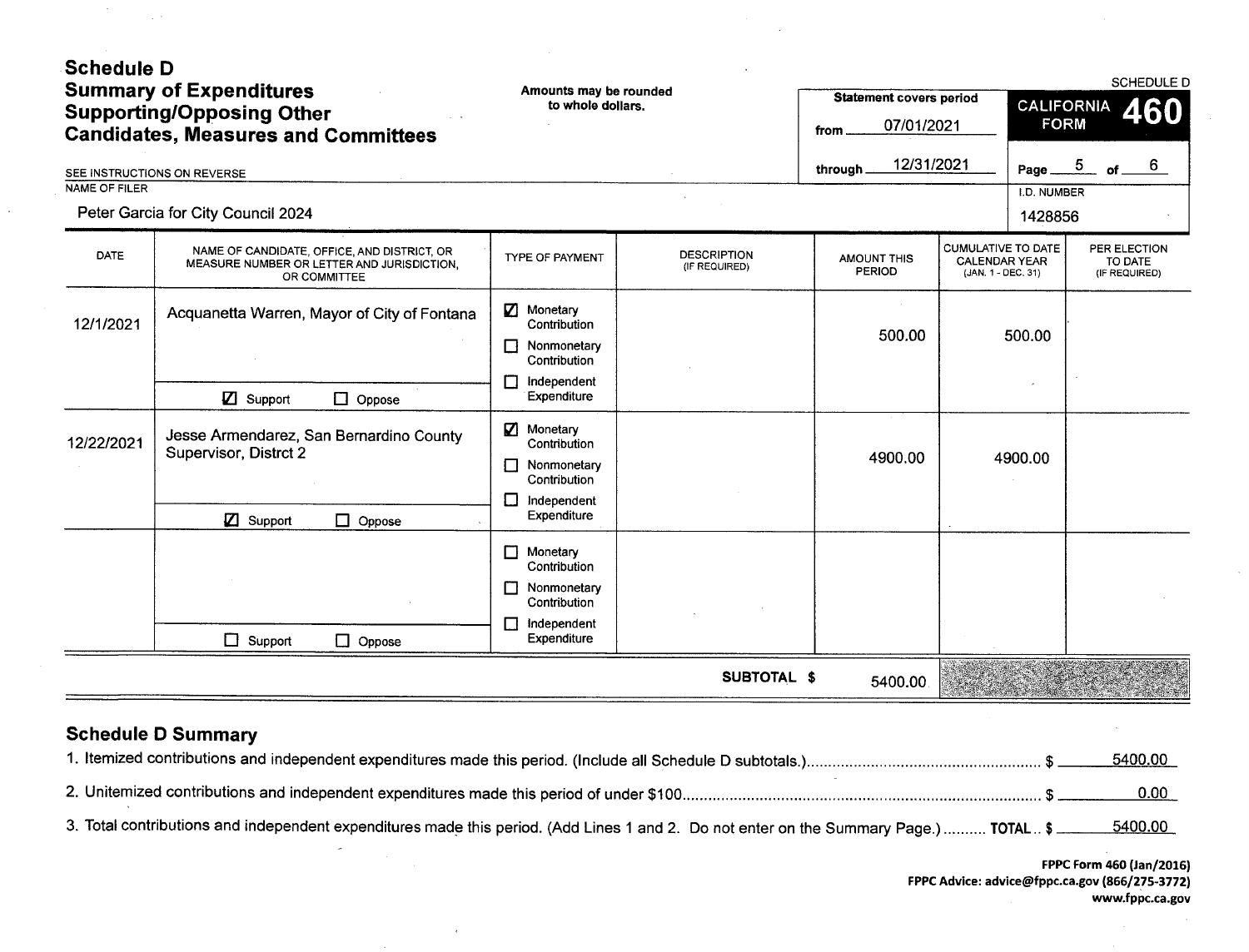# Schedule D
## Summary of Expenditures Supporting/Opposing Other Candidates, Measures and Committees

Amounts may be rounded to whole dollars.

SEE INSTRUCTIONS ON REVERSE

**Statement covers period**
from 07/01/2021
through 12/31/2021

SCHEDULE D
**CALIFORNIA FORM 460**

Page 5 of 6

NAME OF FILER
Peter Garcia for City Council 2024

I.D. NUMBER
1428856

| DATE | NAME OF CANDIDATE, OFFICE, AND DISTRICT, OR MEASURE NUMBER OR LETTER AND JURISDICTION, OR COMMITTEE | TYPE OF PAYMENT | DESCRIPTION (IF REQUIRED) | AMOUNT THIS PERIOD | CUMULATIVE TO DATE CALENDAR YEAR (JAN. 1 - DEC. 31) | PER ELECTION TO DATE (IF REQUIRED) |
|---|---|---|---|---|---|---|
| 12/1/2021 | Acquanetta Warren, Mayor of City of Fontana<br>☑ Support ☐ Oppose | ☑ Monetary Contribution<br>☐ Nonmonetary Contribution<br>☐ Independent Expenditure | | 500.00 | 500.00 | |
| 12/22/2021 | Jesse Armendarez, San Bernardino County Supervisor, Distrct 2<br>☑ Support ☐ Oppose | ☑ Monetary Contribution<br>☐ Nonmonetary Contribution<br>☐ Independent Expenditure | | 4900.00 | 4900.00 | |
| | ☐ Support ☐ Oppose | ☐ Monetary Contribution<br>☐ Nonmonetary Contribution<br>☐ Independent Expenditure | | | | |
| | | | **SUBTOTAL $** | 5400.00 | | |

## Schedule D Summary

1. Itemized contributions and independent expenditures made this period. (Include all Schedule D subtotals.) $ 5400.00
2. Unitemized contributions and independent expenditures made this period of under $100 $ 0.00
3. Total contributions and independent expenditures made this period. (Add Lines 1 and 2. Do not enter on the Summary Page.) **TOTAL** $ 5400.00

**FPPC Form 460 (Jan/2016)**
**FPPC Advice: advice@fppc.ca.gov (866/275-3772)**
**www.fppc.ca.gov**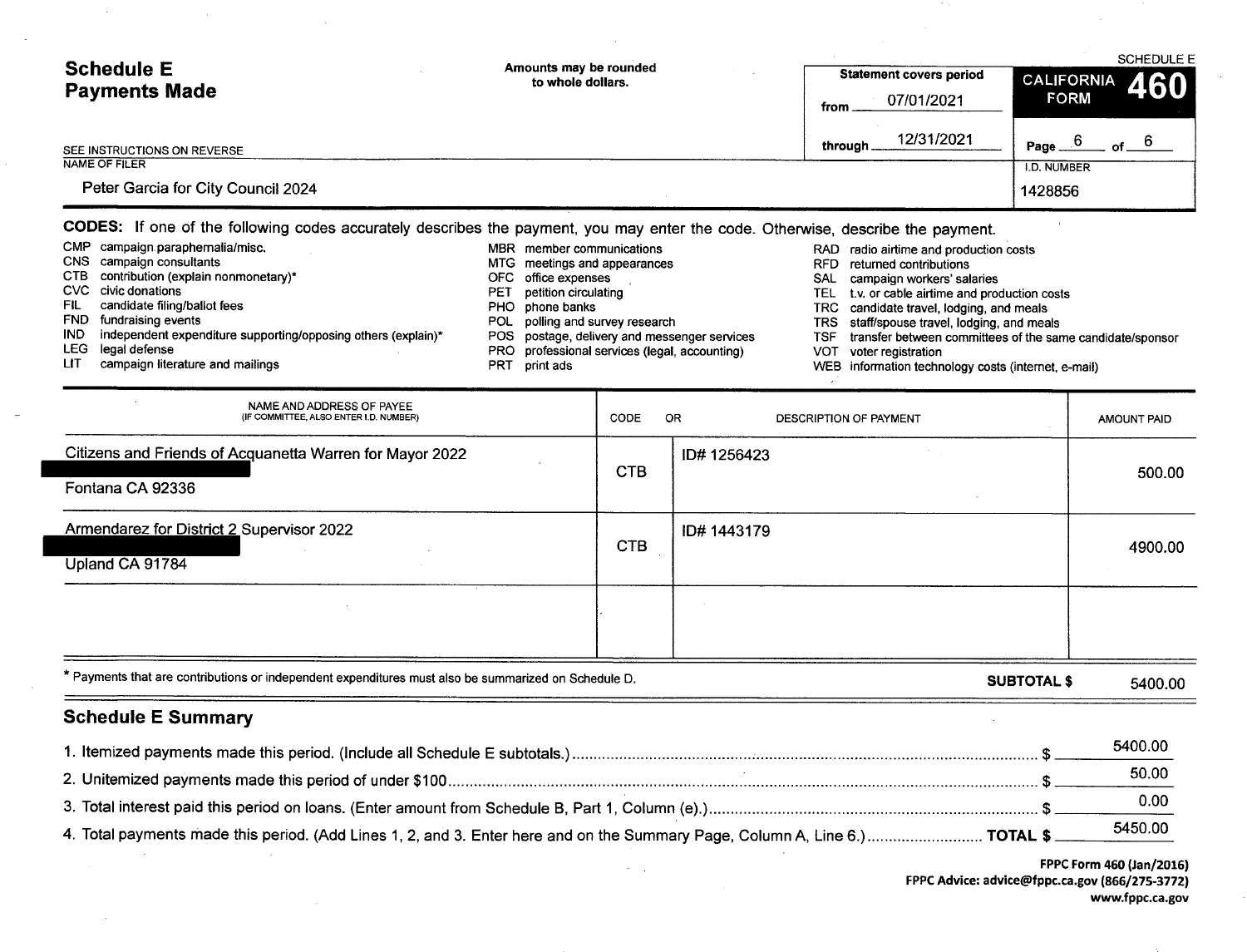# Schedule E
## Payments Made

Amounts may be rounded to whole dollars.

SCHEDULE E

| | |
|---|---|
| Statement covers period | CALIFORNIA FORM 460 |
| from 07/01/2021 | |
| through 12/31/2021 | Page 6 of 6 |

SEE INSTRUCTIONS ON REVERSE

NAME OF FILER

Peter Garcia for City Council 2024

I.D. NUMBER

1428856

**CODES:** If one of the following codes accurately describes the payment, you may enter the code. Otherwise, describe the payment.

- CMP campaign paraphernalia/misc.
- CNS campaign consultants
- CTB contribution (explain nonmonetary)*
- CVC civic donations
- FIL candidate filing/ballot fees
- FND fundraising events
- IND independent expenditure supporting/opposing others (explain)*
- LEG legal defense
- LIT campaign literature and mailings
- MBR member communications
- MTG meetings and appearances
- OFC office expenses
- PET petition circulating
- PHO phone banks
- POL polling and survey research
- POS postage, delivery and messenger services
- PRO professional services (legal, accounting)
- PRT print ads
- RAD radio airtime and production costs
- RFD returned contributions
- SAL campaign workers' salaries
- TEL t.v. or cable airtime and production costs
- TRC candidate travel, lodging, and meals
- TRS staff/spouse travel, lodging, and meals
- TSF transfer between committees of the same candidate/sponsor
- VOT voter registration
- WEB information technology costs (internet, e-mail)

| NAME AND ADDRESS OF PAYEE (IF COMMITTEE, ALSO ENTER I.D. NUMBER) | CODE | OR DESCRIPTION OF PAYMENT | AMOUNT PAID |
|---|---|---|---|
| Citizens and Friends of Acquanetta Warren for Mayor 2022<br>[REDACTED]<br>Fontana CA 92336 | CTB | ID# 1256423 | 500.00 |
| Armendarez for District 2 Supervisor 2022<br>[REDACTED]<br>Upland CA 91784 | CTB | ID# 1443179 | 4900.00 |
| | | | |

* Payments that are contributions or independent expenditures must also be summarized on Schedule D.

**SUBTOTAL $** 5400.00

## Schedule E Summary

1. Itemized payments made this period. (Include all Schedule E subtotals.) $ 5400.00
2. Unitemized payments made this period of under $100 $ 50.00
3. Total interest paid this period on loans. (Enter amount from Schedule B, Part 1, Column (e).) $ 0.00
4. Total payments made this period. (Add Lines 1, 2, and 3. Enter here and on the Summary Page, Column A, Line 6.) **TOTAL $** 5450.00

**FPPC Form 460 (Jan/2016)**
**FPPC Advice: advice@fppc.ca.gov (866/275-3772)**
**www.fppc.ca.gov**